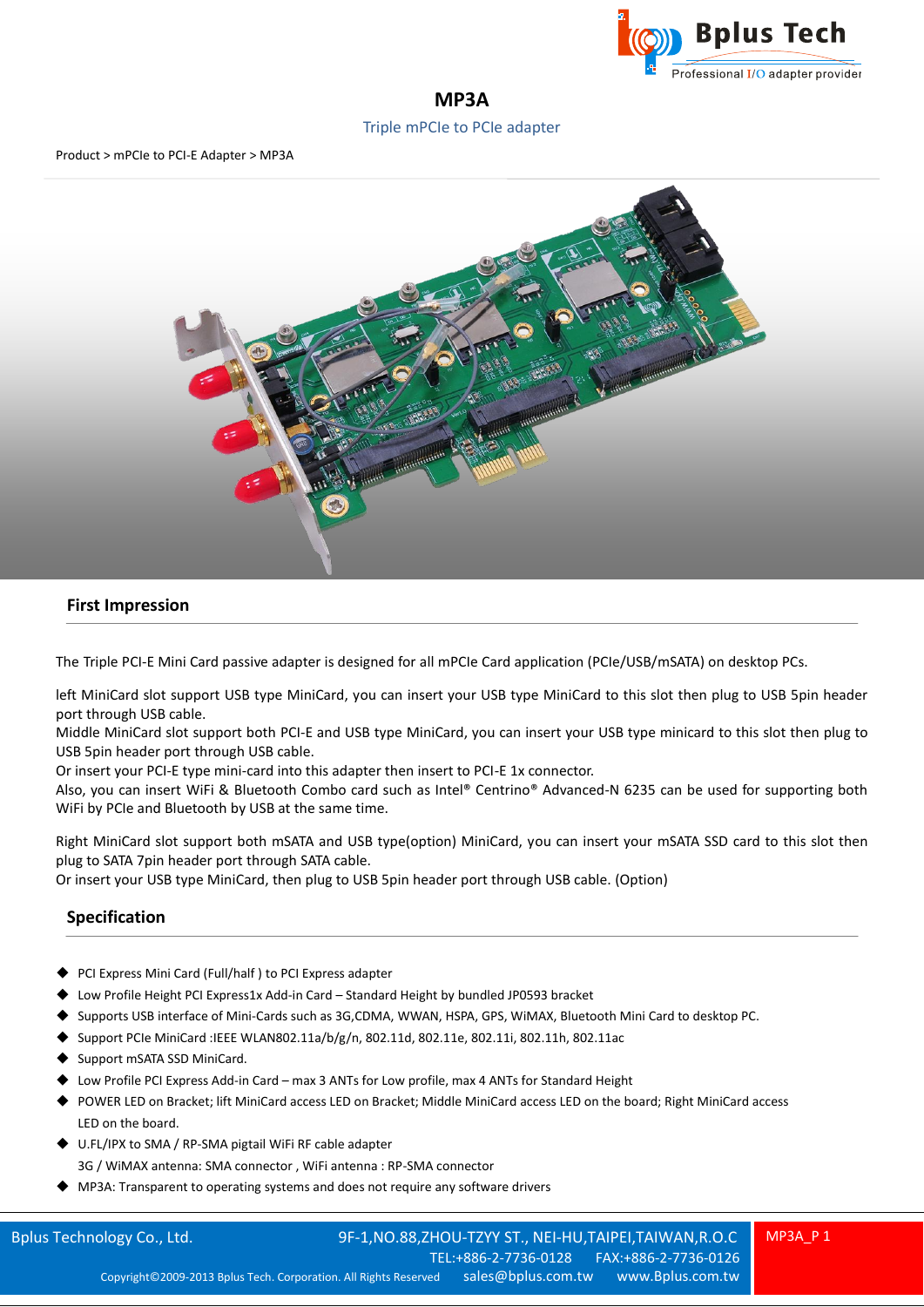# MP3A

Triple mPCIe to PCIe adapter

Product > mPCIe to PCI-E Adapter > MP3A

## First Impression

The Triple PCI-E Mini Card passive adapter is designed for all mPCIe Card application (PCIe/USB/mSATA) on desktop PCs.

left MiniCard slot support USB type MiniCard, you can insert your USB type MiniCard to this slot then plug to USB 5pin header port through USB cable.
Middle MiniCard slot support both PCI-E and USB type MiniCard, you can insert your USB type minicard to this slot then plug to USB 5pin header port through USB cable.
Or insert your PCI-E type mini-card into this adapter then insert to PCI-E 1x connector.
Also, you can insert WiFi & Bluetooth Combo card such as Intel® Centrino® Advanced-N 6235 can be used for supporting both WiFi by PCIe and Bluetooth by USB at the same time.

Right MiniCard slot support both mSATA and USB type(option) MiniCard, you can insert your mSATA SSD card to this slot then plug to SATA 7pin header port through SATA cable.
Or insert your USB type MiniCard, then plug to USB 5pin header port through USB cable. (Option)

## Specification

- PCI Express Mini Card (Full/half ) to PCI Express adapter
- Low Profile Height PCI Express1x Add-in Card – Standard Height by bundled JP0593 bracket
- Supports USB interface of Mini-Cards such as 3G,CDMA, WWAN, HSPA, GPS, WiMAX, Bluetooth Mini Card to desktop PC.
- Support PCIe MiniCard :IEEE WLAN802.11a/b/g/n, 802.11d, 802.11e, 802.11i, 802.11h, 802.11ac
- Support mSATA SSD MiniCard.
- Low Profile PCI Express Add-in Card – max 3 ANTs for Low profile, max 4 ANTs for Standard Height
- POWER LED on Bracket; lift MiniCard access LED on Bracket; Middle MiniCard access LED on the board; Right MiniCard access LED on the board.
- U.FL/IPX to SMA / RP-SMA pigtail WiFi RF cable adapter
  3G / WiMAX antenna: SMA connector , WiFi antenna : RP-SMA connector
- MP3A: Transparent to operating systems and does not require any software drivers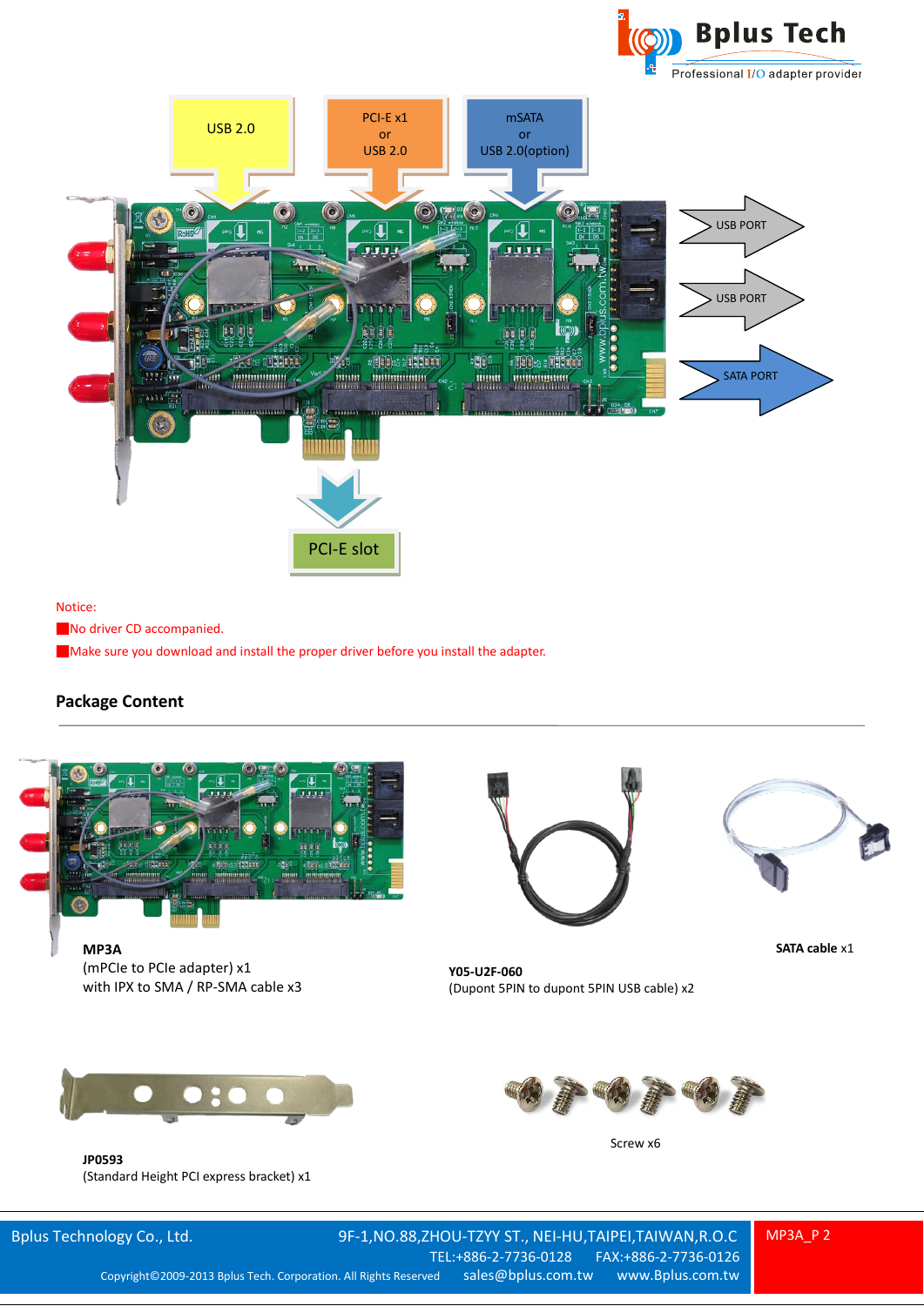USB 2.0

PCI-E x1
or
USB 2.0

mSATA
or
USB 2.0(option)

USB PORT

USB PORT

SATA PORT

PCI-E slot

Notice:

- No driver CD accompanied.
- Make sure you download and install the proper driver before you install the adapter.

## Package Content

**MP3A**
(mPCIe to PCIe adapter) x1
with IPX to SMA / RP-SMA cable x3

**Y05-U2F-060**
(Dupont 5PIN to dupont 5PIN USB cable) x2

**SATA cable** x1

**JP0593**
(Standard Height PCI express bracket) x1

Screw x6